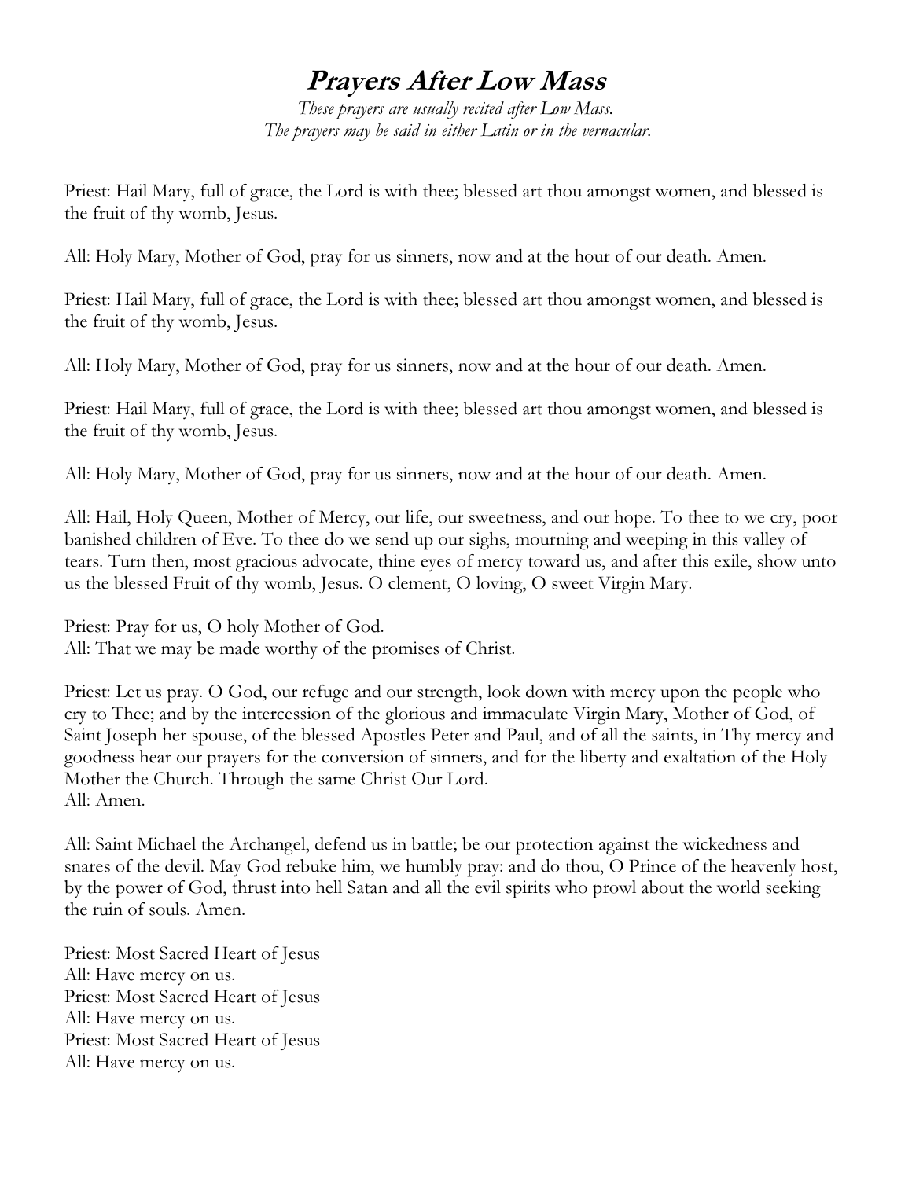# Prayers After Low Mass

*These prayers are usually recited after Low Mass.*
*The prayers may be said in either Latin or in the vernacular.*

Priest: Hail Mary, full of grace, the Lord is with thee; blessed art thou amongst women, and blessed is the fruit of thy womb, Jesus.

All: Holy Mary, Mother of God, pray for us sinners, now and at the hour of our death. Amen.

Priest: Hail Mary, full of grace, the Lord is with thee; blessed art thou amongst women, and blessed is the fruit of thy womb, Jesus.

All: Holy Mary, Mother of God, pray for us sinners, now and at the hour of our death. Amen.

Priest: Hail Mary, full of grace, the Lord is with thee; blessed art thou amongst women, and blessed is the fruit of thy womb, Jesus.

All: Holy Mary, Mother of God, pray for us sinners, now and at the hour of our death. Amen.

All: Hail, Holy Queen, Mother of Mercy, our life, our sweetness, and our hope. To thee to we cry, poor banished children of Eve. To thee do we send up our sighs, mourning and weeping in this valley of tears. Turn then, most gracious advocate, thine eyes of mercy toward us, and after this exile, show unto us the blessed Fruit of thy womb, Jesus. O clement, O loving, O sweet Virgin Mary.

Priest: Pray for us, O holy Mother of God.
All: That we may be made worthy of the promises of Christ.

Priest: Let us pray. O God, our refuge and our strength, look down with mercy upon the people who cry to Thee; and by the intercession of the glorious and immaculate Virgin Mary, Mother of God, of Saint Joseph her spouse, of the blessed Apostles Peter and Paul, and of all the saints, in Thy mercy and goodness hear our prayers for the conversion of sinners, and for the liberty and exaltation of the Holy Mother the Church. Through the same Christ Our Lord.
All: Amen.

All: Saint Michael the Archangel, defend us in battle; be our protection against the wickedness and snares of the devil. May God rebuke him, we humbly pray: and do thou, O Prince of the heavenly host, by the power of God, thrust into hell Satan and all the evil spirits who prowl about the world seeking the ruin of souls. Amen.

Priest: Most Sacred Heart of Jesus
All: Have mercy on us.
Priest: Most Sacred Heart of Jesus
All: Have mercy on us.
Priest: Most Sacred Heart of Jesus
All: Have mercy on us.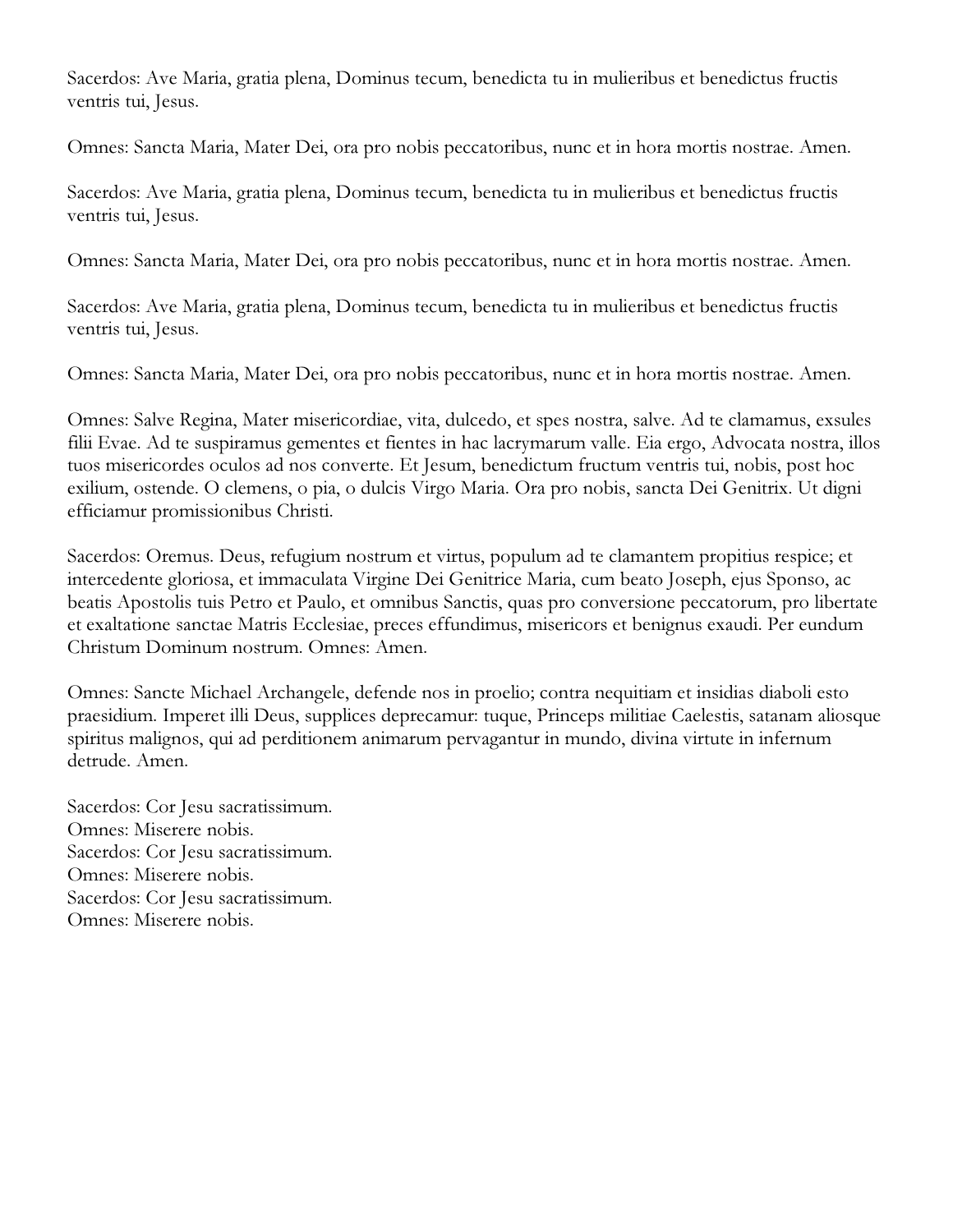Sacerdos: Ave Maria, gratia plena, Dominus tecum, benedicta tu in mulieribus et benedictus fructis ventris tui, Jesus.

Omnes: Sancta Maria, Mater Dei, ora pro nobis peccatoribus, nunc et in hora mortis nostrae. Amen.

Sacerdos: Ave Maria, gratia plena, Dominus tecum, benedicta tu in mulieribus et benedictus fructis ventris tui, Jesus.

Omnes: Sancta Maria, Mater Dei, ora pro nobis peccatoribus, nunc et in hora mortis nostrae. Amen.

Sacerdos: Ave Maria, gratia plena, Dominus tecum, benedicta tu in mulieribus et benedictus fructis ventris tui, Jesus.

Omnes: Sancta Maria, Mater Dei, ora pro nobis peccatoribus, nunc et in hora mortis nostrae. Amen.

Omnes: Salve Regina, Mater misericordiae, vita, dulcedo, et spes nostra, salve. Ad te clamamus, exsules filii Evae. Ad te suspiramus gementes et fientes in hac lacrymarum valle. Eia ergo, Advocata nostra, illos tuos misericordes oculos ad nos converte. Et Jesum, benedictum fructum ventris tui, nobis, post hoc exilium, ostende. O clemens, o pia, o dulcis Virgo Maria. Ora pro nobis, sancta Dei Genitrix. Ut digni efficiamur promissionibus Christi.

Sacerdos: Oremus. Deus, refugium nostrum et virtus, populum ad te clamantem propitius respice; et intercedente gloriosa, et immaculata Virgine Dei Genitrice Maria, cum beato Joseph, ejus Sponso, ac beatis Apostolis tuis Petro et Paulo, et omnibus Sanctis, quas pro conversione peccatorum, pro libertate et exaltatione sanctae Matris Ecclesiae, preces effundimus, misericors et benignus exaudi. Per eundum Christum Dominum nostrum. Omnes: Amen.

Omnes: Sancte Michael Archangele, defende nos in proelio; contra nequitiam et insidias diaboli esto praesidium. Imperet illi Deus, supplices deprecamur: tuque, Princeps militiae Caelestis, satanam aliosque spiritus malignos, qui ad perditionem animarum pervagantur in mundo, divina virtute in infernum detrude. Amen.

Sacerdos: Cor Jesu sacratissimum.
Omnes: Miserere nobis.
Sacerdos: Cor Jesu sacratissimum.
Omnes: Miserere nobis.
Sacerdos: Cor Jesu sacratissimum.
Omnes: Miserere nobis.